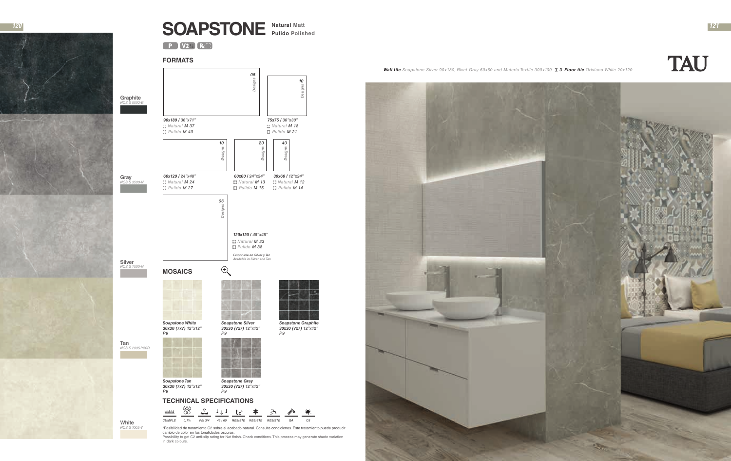# SOAPSTONE

**Natural** Matt
**Pulido** Polished

P V2 Rc

## FORMATS

| Format | Designs | Natural | Pulido |
|---|---|---|---|
| 90x180 / 36"x71" | 05 Designs | M 37 | M 40 |
| 75x75 / 30"x30" | 10 Designs | M 18 | M 21 |
| 60x120 / 24"x48" | 10 Designs | M 24 | M 27 |
| 60x60 / 24"x24" | 20 Designs | M 13 | M 15 |
| 30x60 / 12"x24" | 40 Designs | M 12 | M 14 |
| 120x120 / 48"x48" | 06 Designs | M 33 | M 38 |

*Disponible en Silver y Tan*
*Available in Silver and Tan*

**Graphite** NCS S 6502-B

**Gray** NCS S 3500-N

**Silver** NCS S 1500-N

**Tan** NCS S 2005-Y50R

**White** NCS S 1002-Y

## MOSAICS

- **Soapstone White** 30x30 (7x7) 12"x12" P9
- **Soapstone Silver** 30x30 (7x7) 12"x12" P9
- **Soapstone Graphite** 30x30 (7x7) 12"x12" P9
- **Soapstone Tan** 30x30 (7x7) 12"x12" P9
- **Soapstone Gray** 30x30 (7x7) 12"x12" P9

## TECHNICAL SPECIFICATIONS

| CUMPLE | 0,1% | PEI 3/4 | 45 / 60 | RESISTE | RESISTE | RESISTE | GA | C5 |
|---|---|---|---|---|---|---|---|---|

*Posibilidad de tratamiento C2 sobre el acabado natural. Consulte condiciones. Este tratamiento puede producir cambio de color en las tonalidades oscuras.
Possibility to get C2 anti-slip rating for Nat finish. Check conditions. This process may generate shade variation in dark colours.

**Wall tile** *Soapstone Silver 90x180, Rivet Gray 60x60 and Materia Textile 300x100* **-3** **Floor tile** *Oristano White 20x120.*

TAU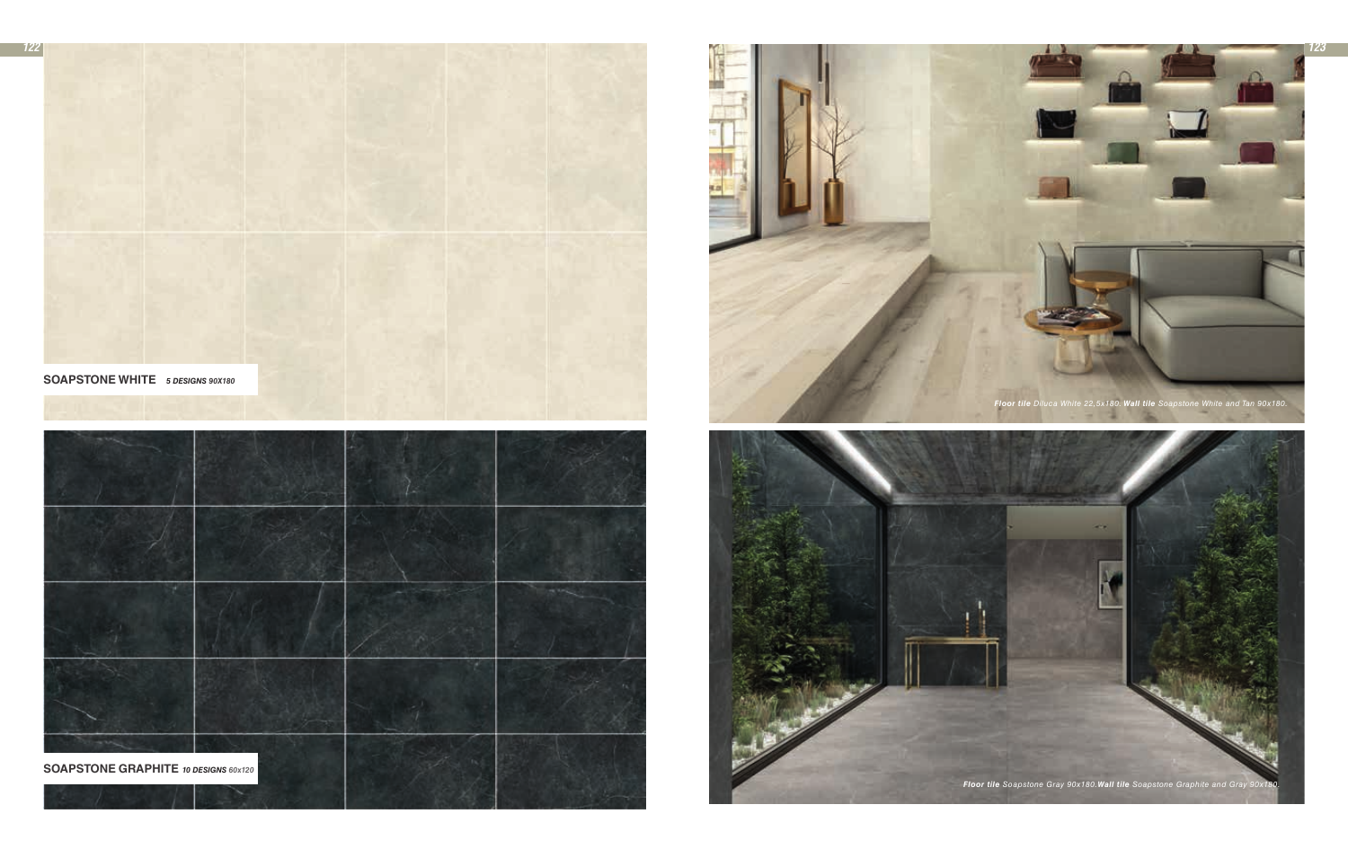**SOAPSTONE WHITE** ***5 DESIGNS 90X180***

***Floor tile** Diluca White 22,5x180. **Wall tile** Soapstone White and Tan 90x180.*

**SOAPSTONE GRAPHITE** ***10 DESIGNS 60x120***

***Floor tile** Soapstone Gray 90x180.**Wall tile** Soapstone Graphite and Gray 90x180.*